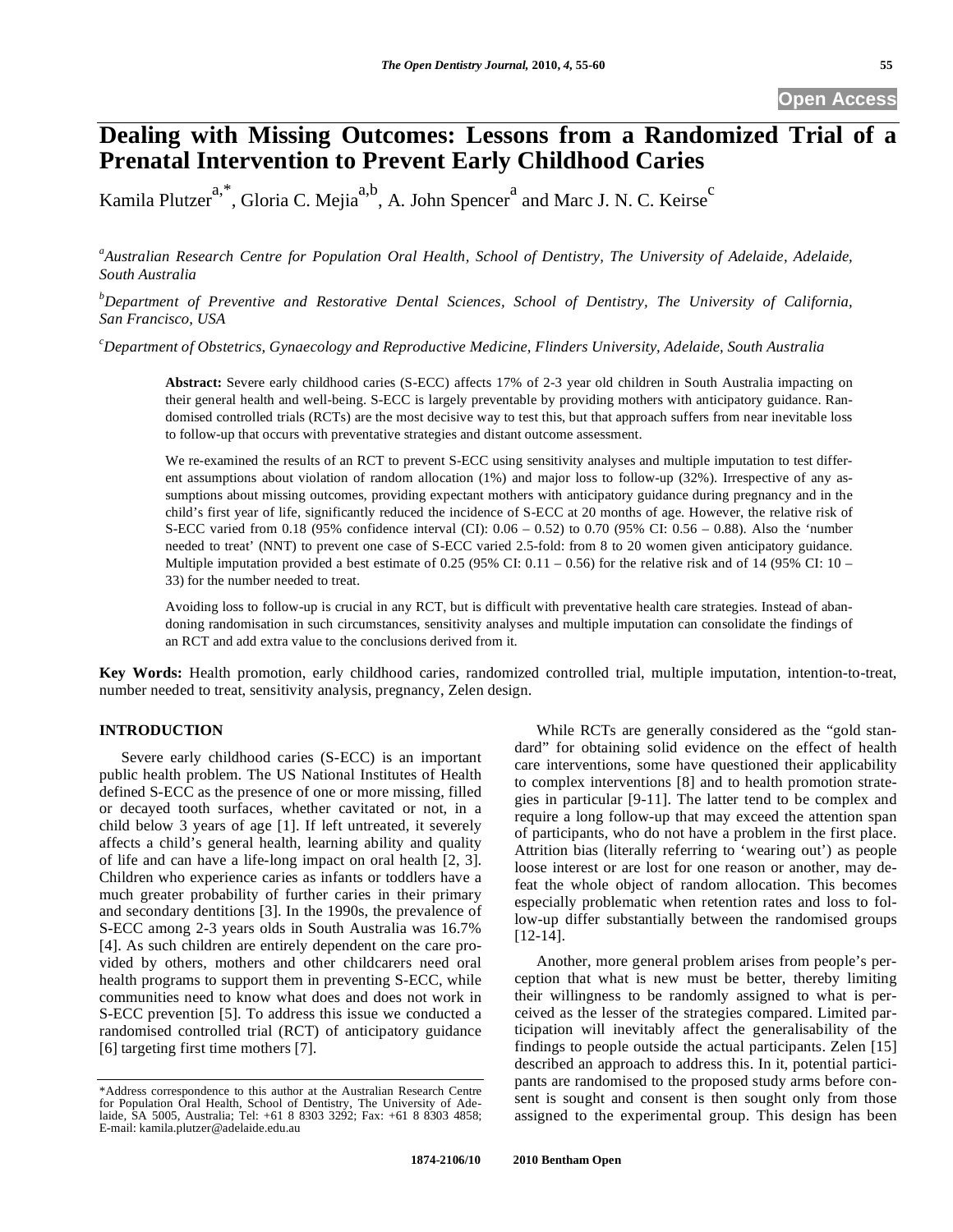# Dealing with Missing Outcomes: Lessons from a Randomized Trial of a Prenatal Intervention to Prevent Early Childhood Caries

Kamila Plutzer[a,*], Gloria C. Mejia[a,b], A. John Spencer[a] and Marc J. N. C. Keirse[c]

[a]*Australian Research Centre for Population Oral Health, School of Dentistry, The University of Adelaide, Adelaide, South Australia*

[b]*Department of Preventive and Restorative Dental Sciences, School of Dentistry, The University of California, San Francisco, USA*

[c]*Department of Obstetrics, Gynaecology and Reproductive Medicine, Flinders University, Adelaide, South Australia*

**Abstract:** Severe early childhood caries (S-ECC) affects 17% of 2-3 year old children in South Australia impacting on their general health and well-being. S-ECC is largely preventable by providing mothers with anticipatory guidance. Randomised controlled trials (RCTs) are the most decisive way to test this, but that approach suffers from near inevitable loss to follow-up that occurs with preventative strategies and distant outcome assessment.

We re-examined the results of an RCT to prevent S-ECC using sensitivity analyses and multiple imputation to test different assumptions about violation of random allocation (1%) and major loss to follow-up (32%). Irrespective of any assumptions about missing outcomes, providing expectant mothers with anticipatory guidance during pregnancy and in the child's first year of life, significantly reduced the incidence of S-ECC at 20 months of age. However, the relative risk of S-ECC varied from 0.18 (95% confidence interval (CI): 0.06 – 0.52) to 0.70 (95% CI: 0.56 – 0.88). Also the 'number needed to treat' (NNT) to prevent one case of S-ECC varied 2.5-fold: from 8 to 20 women given anticipatory guidance. Multiple imputation provided a best estimate of 0.25 (95% CI: 0.11 – 0.56) for the relative risk and of 14 (95% CI: 10 – 33) for the number needed to treat.

Avoiding loss to follow-up is crucial in any RCT, but is difficult with preventative health care strategies. Instead of abandoning randomisation in such circumstances, sensitivity analyses and multiple imputation can consolidate the findings of an RCT and add extra value to the conclusions derived from it.

**Key Words:** Health promotion, early childhood caries, randomized controlled trial, multiple imputation, intention-to-treat, number needed to treat, sensitivity analysis, pregnancy, Zelen design.

## INTRODUCTION

Severe early childhood caries (S-ECC) is an important public health problem. The US National Institutes of Health defined S-ECC as the presence of one or more missing, filled or decayed tooth surfaces, whether cavitated or not, in a child below 3 years of age [1]. If left untreated, it severely affects a child's general health, learning ability and quality of life and can have a life-long impact on oral health [2, 3]. Children who experience caries as infants or toddlers have a much greater probability of further caries in their primary and secondary dentitions [3]. In the 1990s, the prevalence of S-ECC among 2-3 years olds in South Australia was 16.7% [4]. As such children are entirely dependent on the care provided by others, mothers and other childcarers need oral health programs to support them in preventing S-ECC, while communities need to know what does and does not work in S-ECC prevention [5]. To address this issue we conducted a randomised controlled trial (RCT) of anticipatory guidance [6] targeting first time mothers [7].

While RCTs are generally considered as the "gold standard" for obtaining solid evidence on the effect of health care interventions, some have questioned their applicability to complex interventions [8] and to health promotion strategies in particular [9-11]. The latter tend to be complex and require a long follow-up that may exceed the attention span of participants, who do not have a problem in the first place. Attrition bias (literally referring to 'wearing out') as people loose interest or are lost for one reason or another, may defeat the whole object of random allocation. This becomes especially problematic when retention rates and loss to follow-up differ substantially between the randomised groups [12-14].

Another, more general problem arises from people's perception that what is new must be better, thereby limiting their willingness to be randomly assigned to what is perceived as the lesser of the strategies compared. Limited participation will inevitably affect the generalisability of the findings to people outside the actual participants. Zelen [15] described an approach to address this. In it, potential participants are randomised to the proposed study arms before consent is sought and consent is then sought only from those assigned to the experimental group. This design has been

*Address correspondence to this author at the Australian Research Centre for Population Oral Health, School of Dentistry, The University of Adelaide, SA 5005, Australia; Tel: +61 8 8303 3292; Fax: +61 8 8303 4858; E-mail: kamila.plutzer@adelaide.edu.au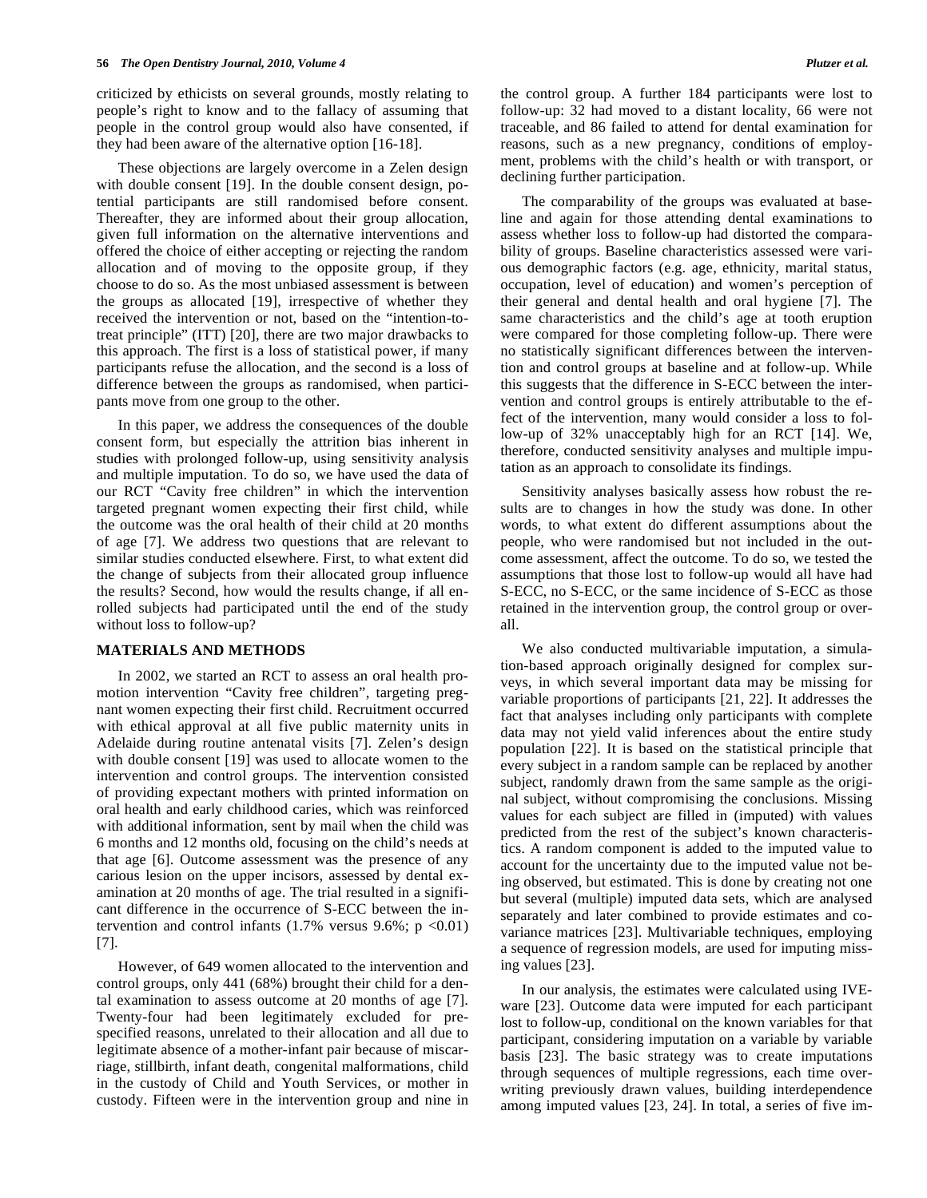criticized by ethicists on several grounds, mostly relating to people's right to know and to the fallacy of assuming that people in the control group would also have consented, if they had been aware of the alternative option [16-18].

These objections are largely overcome in a Zelen design with double consent [19]. In the double consent design, potential participants are still randomised before consent. Thereafter, they are informed about their group allocation, given full information on the alternative interventions and offered the choice of either accepting or rejecting the random allocation and of moving to the opposite group, if they choose to do so. As the most unbiased assessment is between the groups as allocated [19], irrespective of whether they received the intervention or not, based on the "intention-to-treat principle" (ITT) [20], there are two major drawbacks to this approach. The first is a loss of statistical power, if many participants refuse the allocation, and the second is a loss of difference between the groups as randomised, when participants move from one group to the other.

In this paper, we address the consequences of the double consent form, but especially the attrition bias inherent in studies with prolonged follow-up, using sensitivity analysis and multiple imputation. To do so, we have used the data of our RCT "Cavity free children" in which the intervention targeted pregnant women expecting their first child, while the outcome was the oral health of their child at 20 months of age [7]. We address two questions that are relevant to similar studies conducted elsewhere. First, to what extent did the change of subjects from their allocated group influence the results? Second, how would the results change, if all enrolled subjects had participated until the end of the study without loss to follow-up?

## MATERIALS AND METHODS

In 2002, we started an RCT to assess an oral health promotion intervention "Cavity free children", targeting pregnant women expecting their first child. Recruitment occurred with ethical approval at all five public maternity units in Adelaide during routine antenatal visits [7]. Zelen's design with double consent [19] was used to allocate women to the intervention and control groups. The intervention consisted of providing expectant mothers with printed information on oral health and early childhood caries, which was reinforced with additional information, sent by mail when the child was 6 months and 12 months old, focusing on the child's needs at that age [6]. Outcome assessment was the presence of any carious lesion on the upper incisors, assessed by dental examination at 20 months of age. The trial resulted in a significant difference in the occurrence of S-ECC between the intervention and control infants (1.7% versus 9.6%; $p < 0.01$) [7].

However, of 649 women allocated to the intervention and control groups, only 441 (68%) brought their child for a dental examination to assess outcome at 20 months of age [7]. Twenty-four had been legitimately excluded for prespecified reasons, unrelated to their allocation and all due to legitimate absence of a mother-infant pair because of miscarriage, stillbirth, infant death, congenital malformations, child in the custody of Child and Youth Services, or mother in custody. Fifteen were in the intervention group and nine in the control group. A further 184 participants were lost to follow-up: 32 had moved to a distant locality, 66 were not traceable, and 86 failed to attend for dental examination for reasons, such as a new pregnancy, conditions of employment, problems with the child's health or with transport, or declining further participation.

The comparability of the groups was evaluated at baseline and again for those attending dental examinations to assess whether loss to follow-up had distorted the comparability of groups. Baseline characteristics assessed were various demographic factors (e.g. age, ethnicity, marital status, occupation, level of education) and women's perception of their general and dental health and oral hygiene [7]. The same characteristics and the child's age at tooth eruption were compared for those completing follow-up. There were no statistically significant differences between the intervention and control groups at baseline and at follow-up. While this suggests that the difference in S-ECC between the intervention and control groups is entirely attributable to the effect of the intervention, many would consider a loss to follow-up of 32% unacceptably high for an RCT [14]. We, therefore, conducted sensitivity analyses and multiple imputation as an approach to consolidate its findings.

Sensitivity analyses basically assess how robust the results are to changes in how the study was done. In other words, to what extent do different assumptions about the people, who were randomised but not included in the outcome assessment, affect the outcome. To do so, we tested the assumptions that those lost to follow-up would all have had S-ECC, no S-ECC, or the same incidence of S-ECC as those retained in the intervention group, the control group or overall.

We also conducted multivariable imputation, a simulation-based approach originally designed for complex surveys, in which several important data may be missing for variable proportions of participants [21, 22]. It addresses the fact that analyses including only participants with complete data may not yield valid inferences about the entire study population [22]. It is based on the statistical principle that every subject in a random sample can be replaced by another subject, randomly drawn from the same sample as the original subject, without compromising the conclusions. Missing values for each subject are filled in (imputed) with values predicted from the rest of the subject's known characteristics. A random component is added to the imputed value to account for the uncertainty due to the imputed value not being observed, but estimated. This is done by creating not one but several (multiple) imputed data sets, which are analysed separately and later combined to provide estimates and covariance matrices [23]. Multivariable techniques, employing a sequence of regression models, are used for imputing missing values [23].

In our analysis, the estimates were calculated using IVEware [23]. Outcome data were imputed for each participant lost to follow-up, conditional on the known variables for that participant, considering imputation on a variable by variable basis [23]. The basic strategy was to create imputations through sequences of multiple regressions, each time overwriting previously drawn values, building interdependence among imputed values [23, 24]. In total, a series of five im-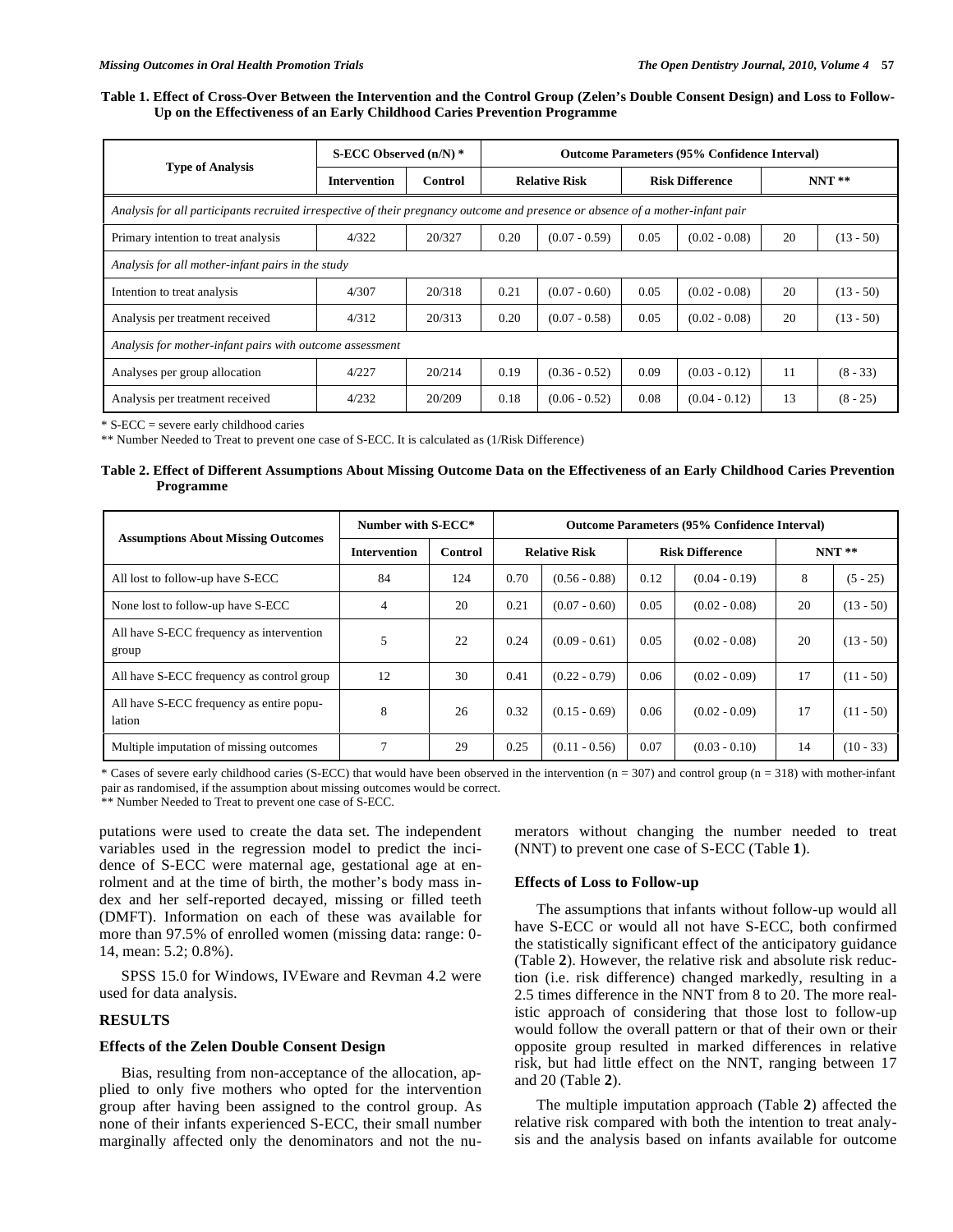**Table 1. Effect of Cross-Over Between the Intervention and the Control Group (Zelen's Double Consent Design) and Loss to Follow-Up on the Effectiveness of an Early Childhood Caries Prevention Programme**

| Type of Analysis | S-ECC Observed (n/N) * | | Outcome Parameters (95% Confidence Interval) | | | | | |
|---|---|---|---|---|---|---|---|---|
| | Intervention | Control | Relative Risk | | Risk Difference | | NNT ** | |
| *Analysis for all participants recruited irrespective of their pregnancy outcome and presence or absence of a mother-infant pair* | | | | | | | | |
| Primary intention to treat analysis | 4/322 | 20/327 | 0.20 | (0.07 - 0.59) | 0.05 | (0.02 - 0.08) | 20 | (13 - 50) |
| *Analysis for all mother-infant pairs in the study* | | | | | | | | |
| Intention to treat analysis | 4/307 | 20/318 | 0.21 | (0.07 - 0.60) | 0.05 | (0.02 - 0.08) | 20 | (13 - 50) |
| Analysis per treatment received | 4/312 | 20/313 | 0.20 | (0.07 - 0.58) | 0.05 | (0.02 - 0.08) | 20 | (13 - 50) |
| *Analysis for mother-infant pairs with outcome assessment* | | | | | | | | |
| Analyses per group allocation | 4/227 | 20/214 | 0.19 | (0.36 - 0.52) | 0.09 | (0.03 - 0.12) | 11 | (8 - 33) |
| Analysis per treatment received | 4/232 | 20/209 | 0.18 | (0.06 - 0.52) | 0.08 | (0.04 - 0.12) | 13 | (8 - 25) |

* S-ECC = severe early childhood caries

** Number Needed to Treat to prevent one case of S-ECC. It is calculated as (1/Risk Difference)

**Table 2. Effect of Different Assumptions About Missing Outcome Data on the Effectiveness of an Early Childhood Caries Prevention Programme**

| Assumptions About Missing Outcomes | Number with S-ECC* | | Outcome Parameters (95% Confidence Interval) | | | | | |
|---|---|---|---|---|---|---|---|---|
| | Intervention | Control | Relative Risk | | Risk Difference | | NNT ** | |
| All lost to follow-up have S-ECC | 84 | 124 | 0.70 | (0.56 - 0.88) | 0.12 | (0.04 - 0.19) | 8 | (5 - 25) |
| None lost to follow-up have S-ECC | 4 | 20 | 0.21 | (0.07 - 0.60) | 0.05 | (0.02 - 0.08) | 20 | (13 - 50) |
| All have S-ECC frequency as intervention group | 5 | 22 | 0.24 | (0.09 - 0.61) | 0.05 | (0.02 - 0.08) | 20 | (13 - 50) |
| All have S-ECC frequency as control group | 12 | 30 | 0.41 | (0.22 - 0.79) | 0.06 | (0.02 - 0.09) | 17 | (11 - 50) |
| All have S-ECC frequency as entire population | 8 | 26 | 0.32 | (0.15 - 0.69) | 0.06 | (0.02 - 0.09) | 17 | (11 - 50) |
| Multiple imputation of missing outcomes | 7 | 29 | 0.25 | (0.11 - 0.56) | 0.07 | (0.03 - 0.10) | 14 | (10 - 33) |

* Cases of severe early childhood caries (S-ECC) that would have been observed in the intervention (n = 307) and control group (n = 318) with mother-infant pair as randomised, if the assumption about missing outcomes would be correct.

** Number Needed to Treat to prevent one case of S-ECC.

putations were used to create the data set. The independent variables used in the regression model to predict the incidence of S-ECC were maternal age, gestational age at enrolment and at the time of birth, the mother's body mass index and her self-reported decayed, missing or filled teeth (DMFT). Information on each of these was available for more than 97.5% of enrolled women (missing data: range: 0-14, mean: 5.2; 0.8%).

SPSS 15.0 for Windows, IVEware and Revman 4.2 were used for data analysis.

## RESULTS

### Effects of the Zelen Double Consent Design

Bias, resulting from non-acceptance of the allocation, applied to only five mothers who opted for the intervention group after having been assigned to the control group. As none of their infants experienced S-ECC, their small number marginally affected only the denominators and not the numerators without changing the number needed to treat (NNT) to prevent one case of S-ECC (Table **1**).

### Effects of Loss to Follow-up

The assumptions that infants without follow-up would all have S-ECC or would all not have S-ECC, both confirmed the statistically significant effect of the anticipatory guidance (Table **2**). However, the relative risk and absolute risk reduction (i.e. risk difference) changed markedly, resulting in a 2.5 times difference in the NNT from 8 to 20. The more realistic approach of considering that those lost to follow-up would follow the overall pattern or that of their own or their opposite group resulted in marked differences in relative risk, but had little effect on the NNT, ranging between 17 and 20 (Table **2**).

The multiple imputation approach (Table **2**) affected the relative risk compared with both the intention to treat analysis and the analysis based on infants available for outcome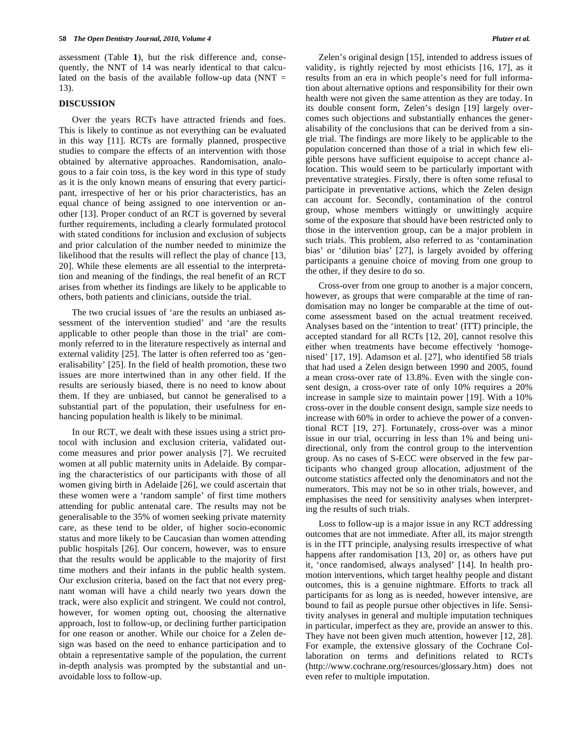assessment (Table **1**), but the risk difference and, consequently, the NNT of 14 was nearly identical to that calculated on the basis of the available follow-up data (NNT = 13).

## DISCUSSION

Over the years RCTs have attracted friends and foes. This is likely to continue as not everything can be evaluated in this way [11]. RCTs are formally planned, prospective studies to compare the effects of an intervention with those obtained by alternative approaches. Randomisation, analogous to a fair coin toss, is the key word in this type of study as it is the only known means of ensuring that every participant, irrespective of her or his prior characteristics, has an equal chance of being assigned to one intervention or another [13]. Proper conduct of an RCT is governed by several further requirements, including a clearly formulated protocol with stated conditions for inclusion and exclusion of subjects and prior calculation of the number needed to minimize the likelihood that the results will reflect the play of chance [13, 20]. While these elements are all essential to the interpretation and meaning of the findings, the real benefit of an RCT arises from whether its findings are likely to be applicable to others, both patients and clinicians, outside the trial.

The two crucial issues of 'are the results an unbiased assessment of the intervention studied' and 'are the results applicable to other people than those in the trial' are commonly referred to in the literature respectively as internal and external validity [25]. The latter is often referred too as 'generalisability' [25]. In the field of health promotion, these two issues are more intertwined than in any other field. If the results are seriously biased, there is no need to know about them. If they are unbiased, but cannot be generalised to a substantial part of the population, their usefulness for enhancing population health is likely to be minimal.

In our RCT, we dealt with these issues using a strict protocol with inclusion and exclusion criteria, validated outcome measures and prior power analysis [7]. We recruited women at all public maternity units in Adelaide. By comparing the characteristics of our participants with those of all women giving birth in Adelaide [26], we could ascertain that these women were a 'random sample' of first time mothers attending for public antenatal care. The results may not be generalisable to the 35% of women seeking private maternity care, as these tend to be older, of higher socio-economic status and more likely to be Caucasian than women attending public hospitals [26]. Our concern, however, was to ensure that the results would be applicable to the majority of first time mothers and their infants in the public health system. Our exclusion criteria, based on the fact that not every pregnant woman will have a child nearly two years down the track, were also explicit and stringent. We could not control, however, for women opting out, choosing the alternative approach, lost to follow-up, or declining further participation for one reason or another. While our choice for a Zelen design was based on the need to enhance participation and to obtain a representative sample of the population, the current in-depth analysis was prompted by the substantial and unavoidable loss to follow-up.

Zelen's original design [15], intended to address issues of validity, is rightly rejected by most ethicists [16, 17], as it results from an era in which people's need for full information about alternative options and responsibility for their own health were not given the same attention as they are today. In its double consent form, Zelen's design [19] largely overcomes such objections and substantially enhances the generalisability of the conclusions that can be derived from a single trial. The findings are more likely to be applicable to the population concerned than those of a trial in which few eligible persons have sufficient equipoise to accept chance allocation. This would seem to be particularly important with preventative strategies. Firstly, there is often some refusal to participate in preventative actions, which the Zelen design can account for. Secondly, contamination of the control group, whose members wittingly or unwittingly acquire some of the exposure that should have been restricted only to those in the intervention group, can be a major problem in such trials. This problem, also referred to as 'contamination bias' or 'dilution bias' [27], is largely avoided by offering participants a genuine choice of moving from one group to the other, if they desire to do so.

Cross-over from one group to another is a major concern, however, as groups that were comparable at the time of randomisation may no longer be comparable at the time of outcome assessment based on the actual treatment received. Analyses based on the 'intention to treat' (ITT) principle, the accepted standard for all RCTs [12, 20], cannot resolve this either when treatments have become effectively 'homogenised' [17, 19]. Adamson et al. [27], who identified 58 trials that had used a Zelen design between 1990 and 2005, found a mean cross-over rate of 13.8%. Even with the single consent design, a cross-over rate of only 10% requires a 20% increase in sample size to maintain power [19]. With a 10% cross-over in the double consent design, sample size needs to increase with 60% in order to achieve the power of a conventional RCT [19, 27]. Fortunately, cross-over was a minor issue in our trial, occurring in less than 1% and being unidirectional, only from the control group to the intervention group. As no cases of S-ECC were observed in the few participants who changed group allocation, adjustment of the outcome statistics affected only the denominators and not the numerators. This may not be so in other trials, however, and emphasises the need for sensitivity analyses when interpreting the results of such trials.

Loss to follow-up is a major issue in any RCT addressing outcomes that are not immediate. After all, its major strength is in the ITT principle, analysing results irrespective of what happens after randomisation [13, 20] or, as others have put it, 'once randomised, always analysed' [14]. In health promotion interventions, which target healthy people and distant outcomes, this is a genuine nightmare. Efforts to track all participants for as long as is needed, however intensive, are bound to fail as people pursue other objectives in life. Sensitivity analyses in general and multiple imputation techniques in particular, imperfect as they are, provide an answer to this. They have not been given much attention, however [12, 28]. For example, the extensive glossary of the Cochrane Collaboration on terms and definitions related to RCTs (http://www.cochrane.org/resources/glossary.htm) does not even refer to multiple imputation.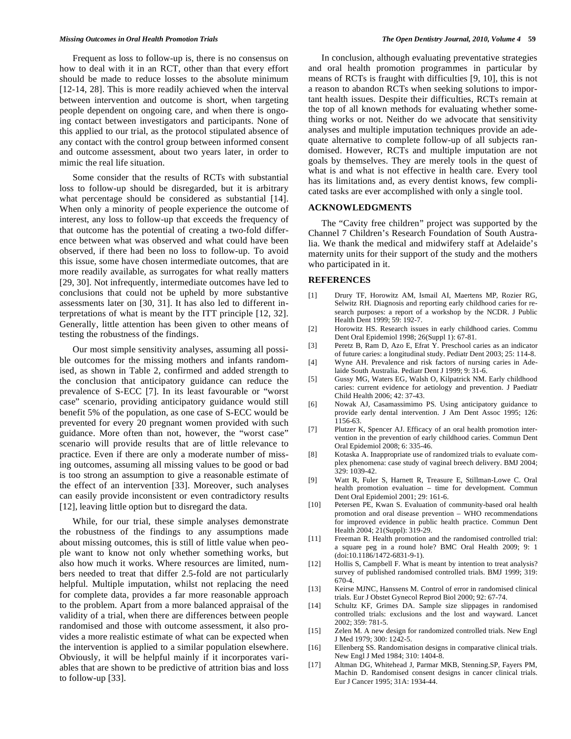Frequent as loss to follow-up is, there is no consensus on how to deal with it in an RCT, other than that every effort should be made to reduce losses to the absolute minimum [12-14, 28]. This is more readily achieved when the interval between intervention and outcome is short, when targeting people dependent on ongoing care, and when there is ongoing contact between investigators and participants. None of this applied to our trial, as the protocol stipulated absence of any contact with the control group between informed consent and outcome assessment, about two years later, in order to mimic the real life situation.

Some consider that the results of RCTs with substantial loss to follow-up should be disregarded, but it is arbitrary what percentage should be considered as substantial [14]. When only a minority of people experience the outcome of interest, any loss to follow-up that exceeds the frequency of that outcome has the potential of creating a two-fold difference between what was observed and what could have been observed, if there had been no loss to follow-up. To avoid this issue, some have chosen intermediate outcomes, that are more readily available, as surrogates for what really matters [29, 30]. Not infrequently, intermediate outcomes have led to conclusions that could not be upheld by more substantive assessments later on [30, 31]. It has also led to different interpretations of what is meant by the ITT principle [12, 32]. Generally, little attention has been given to other means of testing the robustness of the findings.

Our most simple sensitivity analyses, assuming all possible outcomes for the missing mothers and infants randomised, as shown in Table 2, confirmed and added strength to the conclusion that anticipatory guidance can reduce the prevalence of S-ECC [7]. In its least favourable or "worst case" scenario, providing anticipatory guidance would still benefit 5% of the population, as one case of S-ECC would be prevented for every 20 pregnant women provided with such guidance. More often than not, however, the "worst case" scenario will provide results that are of little relevance to practice. Even if there are only a moderate number of missing outcomes, assuming all missing values to be good or bad is too strong an assumption to give a reasonable estimate of the effect of an intervention [33]. Moreover, such analyses can easily provide inconsistent or even contradictory results [12], leaving little option but to disregard the data.

While, for our trial, these simple analyses demonstrate the robustness of the findings to any assumptions made about missing outcomes, this is still of little value when people want to know not only whether something works, but also how much it works. Where resources are limited, numbers needed to treat that differ 2.5-fold are not particularly helpful. Multiple imputation, whilst not replacing the need for complete data, provides a far more reasonable approach to the problem. Apart from a more balanced appraisal of the validity of a trial, when there are differences between people randomised and those with outcome assessment, it also provides a more realistic estimate of what can be expected when the intervention is applied to a similar population elsewhere. Obviously, it will be helpful mainly if it incorporates variables that are shown to be predictive of attrition bias and loss to follow-up [33].

In conclusion, although evaluating preventative strategies and oral health promotion programmes in particular by means of RCTs is fraught with difficulties [9, 10], this is not a reason to abandon RCTs when seeking solutions to important health issues. Despite their difficulties, RCTs remain at the top of all known methods for evaluating whether something works or not. Neither do we advocate that sensitivity analyses and multiple imputation techniques provide an adequate alternative to complete follow-up of all subjects randomised. However, RCTs and multiple imputation are not goals by themselves. They are merely tools in the quest of what is and what is not effective in health care. Every tool has its limitations and, as every dentist knows, few complicated tasks are ever accomplished with only a single tool.

## ACKNOWLEDGMENTS

The "Cavity free children" project was supported by the Channel 7 Children's Research Foundation of South Australia. We thank the medical and midwifery staff at Adelaide's maternity units for their support of the study and the mothers who participated in it.

## REFERENCES

[1] Drury TF, Horowitz AM, Ismail AI, Maertens MP, Rozier RG, Selwitz RH. Diagnosis and reporting early childhood caries for research purposes: a report of a workshop by the NCDR. J Public Health Dent 1999; 59: 192-7.

[2] Horowitz HS. Research issues in early childhood caries. Commu Dent Oral Epidemiol 1998; 26(Suppl 1): 67-81.

[3] Peretz B, Ram D, Azo E, Efrat Y. Preschool caries as an indicator of future caries: a longitudinal study. Pediatr Dent 2003; 25: 114-8.

[4] Wyne AH. Prevalence and risk factors of nursing caries in Adelaide South Australia. Pediatr Dent J 1999; 9: 31-6.

[5] Gussy MG, Waters EG, Walsh O, Kilpatrick NM. Early childhood caries: current evidence for aetiology and prevention. J Paediatr Child Health 2006; 42: 37-43.

[6] Nowak AJ, Casamassimimo PS. Using anticipatory guidance to provide early dental intervention. J Am Dent Assoc 1995; 126: 1156-63.

[7] Plutzer K, Spencer AJ. Efficacy of an oral health promotion intervention in the prevention of early childhood caries. Commun Dent Oral Epidemiol 2008; 6: 335-46.

[8] Kotaska A. Inappropriate use of randomized trials to evaluate complex phenomena: case study of vaginal breech delivery. BMJ 2004; 329: 1039-42.

[9] Watt R, Fuler S, Harnett R, Treasure E, Stillman-Lowe C. Oral health promotion evaluation – time for development. Commun Dent Oral Epidemiol 2001; 29: 161-6.

[10] Petersen PE, Kwan S. Evaluation of community-based oral health promotion and oral disease prevention – WHO recommendations for improved evidence in public health practice. Commun Dent Health 2004; 21(Suppl): 319-29.

[11] Freeman R. Health promotion and the randomised controlled trial: a square peg in a round hole? BMC Oral Health 2009; 9: 1 (doi:10.1186/1472-6831-9-1).

[12] Hollis S, Campbell F. What is meant by intention to treat analysis? survey of published randomised controlled trials. BMJ 1999; 319: 670-4.

[13] Keirse MJNC, Hanssens M. Control of error in randomised clinical trials. Eur J Obstet Gynecol Reprod Biol 2000; 92: 67-74.

[14] Schultz KF, Grimes DA. Sample size slippages in randomised controlled trials: exclusions and the lost and wayward. Lancet 2002; 359: 781-5.

[15] Zelen M. A new design for randomized controlled trials. New Engl J Med 1979; 300: 1242-5.

[16] Ellenberg SS. Randomisation designs in comparative clinical trials. New Engl J Med 1984; 310: 1404-8.

[17] Altman DG, Whitehead J, Parmar MKB, Stenning.SP, Fayers PM, Machin D. Randomised consent designs in cancer clinical trials. Eur J Cancer 1995; 31A: 1934-44.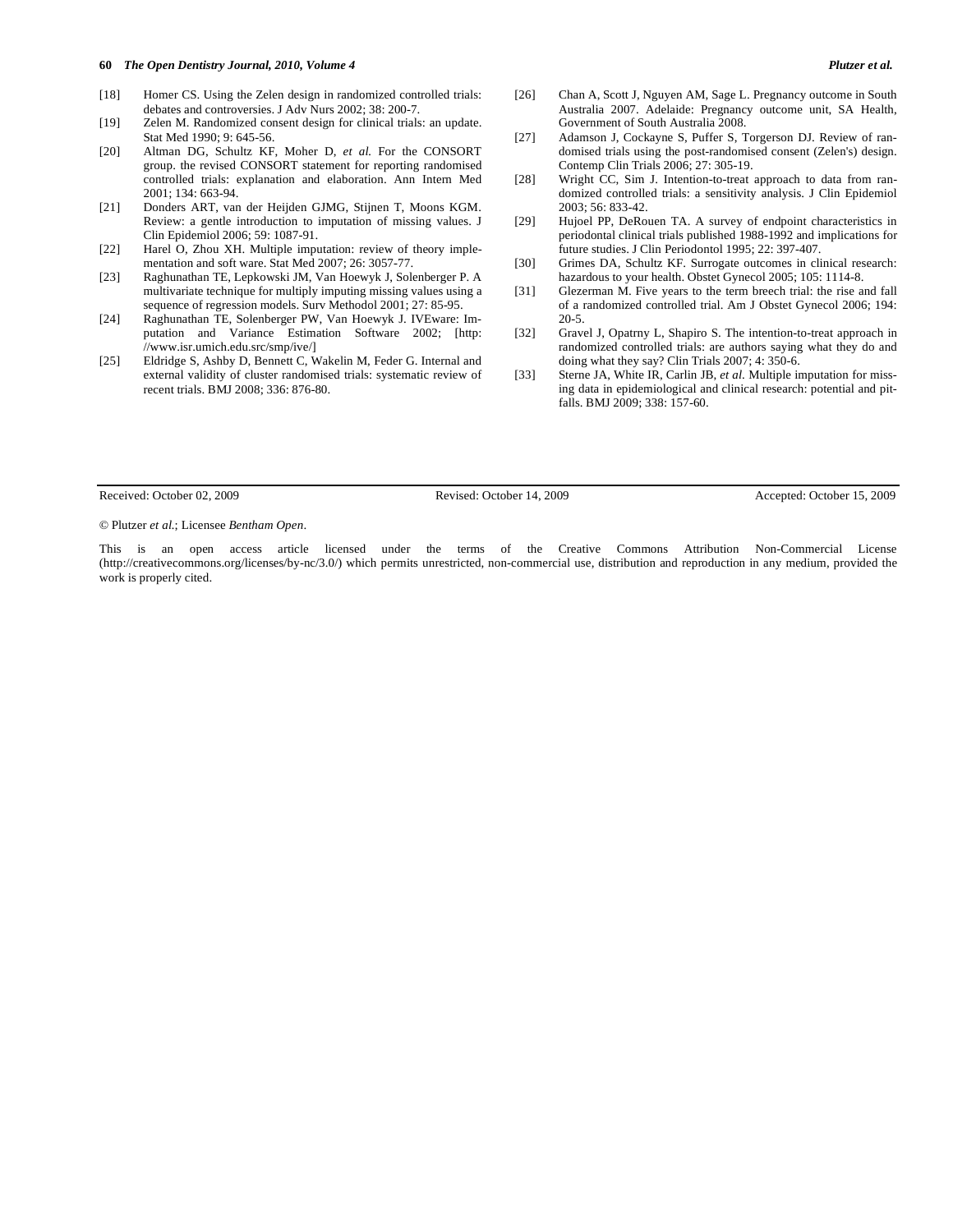[18] Homer CS. Using the Zelen design in randomized controlled trials: debates and controversies. J Adv Nurs 2002; 38: 200-7.

[19] Zelen M. Randomized consent design for clinical trials: an update. Stat Med 1990; 9: 645-56.

[20] Altman DG, Schultz KF, Moher D, *et al.* For the CONSORT group. the revised CONSORT statement for reporting randomised controlled trials: explanation and elaboration. Ann Intern Med 2001; 134: 663-94.

[21] Donders ART, van der Heijden GJMG, Stijnen T, Moons KGM. Review: a gentle introduction to imputation of missing values. J Clin Epidemiol 2006; 59: 1087-91.

[22] Harel O, Zhou XH. Multiple imputation: review of theory implementation and soft ware. Stat Med 2007; 26: 3057-77.

[23] Raghunathan TE, Lepkowski JM, Van Hoewyk J, Solenberger P. A multivariate technique for multiply imputing missing values using a sequence of regression models. Surv Methodol 2001; 27: 85-95.

[24] Raghunathan TE, Solenberger PW, Van Hoewyk J. IVEware: Imputation and Variance Estimation Software 2002; [http: //www.isr.umich.edu.src/smp/ive/]

[25] Eldridge S, Ashby D, Bennett C, Wakelin M, Feder G. Internal and external validity of cluster randomised trials: systematic review of recent trials. BMJ 2008; 336: 876-80.

[26] Chan A, Scott J, Nguyen AM, Sage L. Pregnancy outcome in South Australia 2007. Adelaide: Pregnancy outcome unit, SA Health, Government of South Australia 2008.

[27] Adamson J, Cockayne S, Puffer S, Torgerson DJ. Review of randomised trials using the post-randomised consent (Zelen's) design. Contemp Clin Trials 2006; 27: 305-19.

[28] Wright CC, Sim J. Intention-to-treat approach to data from randomized controlled trials: a sensitivity analysis. J Clin Epidemiol 2003; 56: 833-42.

[29] Hujoel PP, DeRouen TA. A survey of endpoint characteristics in periodontal clinical trials published 1988-1992 and implications for future studies. J Clin Periodontol 1995; 22: 397-407.

[30] Grimes DA, Schultz KF. Surrogate outcomes in clinical research: hazardous to your health. Obstet Gynecol 2005; 105: 1114-8.

[31] Glezerman M. Five years to the term breech trial: the rise and fall of a randomized controlled trial. Am J Obstet Gynecol 2006; 194: 20-5.

[32] Gravel J, Opatrny L, Shapiro S. The intention-to-treat approach in randomized controlled trials: are authors saying what they do and doing what they say? Clin Trials 2007; 4: 350-6.

[33] Sterne JA, White IR, Carlin JB, *et al.* Multiple imputation for missing data in epidemiological and clinical research: potential and pitfalls. BMJ 2009; 338: 157-60.

Received: October 02, 2009 Revised: October 14, 2009 Accepted: October 15, 2009

© Plutzer *et al.*; Licensee *Bentham Open*.

This is an open access article licensed under the terms of the Creative Commons Attribution Non-Commercial License (http://creativecommons.org/licenses/by-nc/3.0/) which permits unrestricted, non-commercial use, distribution and reproduction in any medium, provided the work is properly cited.